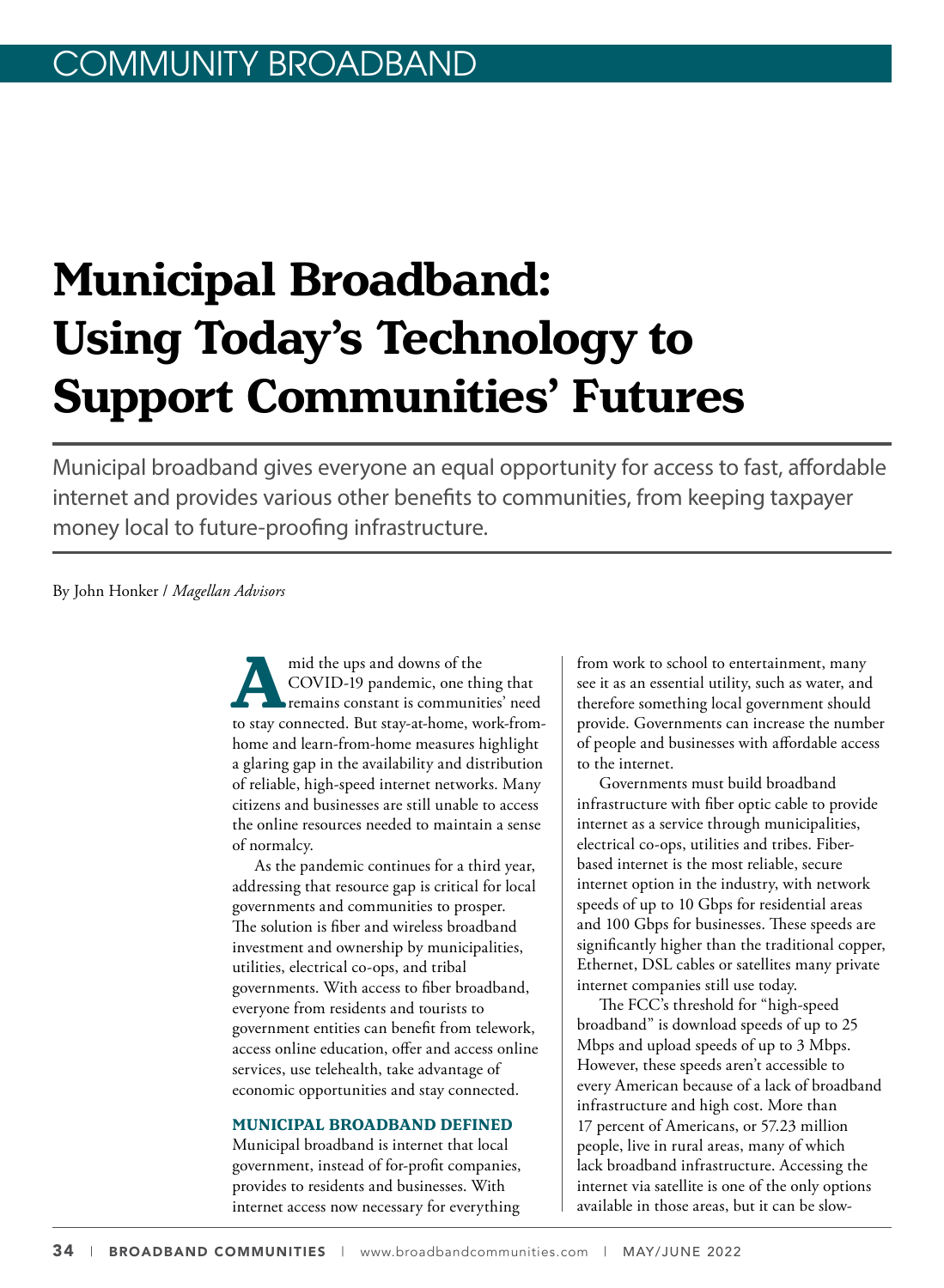COMMUNITY BROADBAND

# Municipal Broadband: Using Today's Technology to Support Communities' Futures

Municipal broadband gives everyone an equal opportunity for access to fast, affordable internet and provides various other benefits to communities, from keeping taxpayer money local to future-proofing infrastructure.

By John Honker / *Magellan Advisors*

Amid the ups and downs of the COVID-19 pandemic, one thing that remains constant is communities' need to stay connected. But stay-at-home, work-from-home and learn-from-home measures highlight a glaring gap in the availability and distribution of reliable, high-speed internet networks. Many citizens and businesses are still unable to access the online resources needed to maintain a sense of normalcy.

As the pandemic continues for a third year, addressing that resource gap is critical for local governments and communities to prosper. The solution is fiber and wireless broadband investment and ownership by municipalities, utilities, electrical co-ops, and tribal governments. With access to fiber broadband, everyone from residents and tourists to government entities can benefit from telework, access online education, offer and access online services, use telehealth, take advantage of economic opportunities and stay connected.

## MUNICIPAL BROADBAND DEFINED

Municipal broadband is internet that local government, instead of for-profit companies, provides to residents and businesses. With internet access now necessary for everything from work to school to entertainment, many see it as an essential utility, such as water, and therefore something local government should provide. Governments can increase the number of people and businesses with affordable access to the internet.

Governments must build broadband infrastructure with fiber optic cable to provide internet as a service through municipalities, electrical co-ops, utilities and tribes. Fiber-based internet is the most reliable, secure internet option in the industry, with network speeds of up to 10 Gbps for residential areas and 100 Gbps for businesses. These speeds are significantly higher than the traditional copper, Ethernet, DSL cables or satellites many private internet companies still use today.

The FCC's threshold for "high-speed broadband" is download speeds of up to 25 Mbps and upload speeds of up to 3 Mbps. However, these speeds aren't accessible to every American because of a lack of broadband infrastructure and high cost. More than 17 percent of Americans, or 57.23 million people, live in rural areas, many of which lack broadband infrastructure. Accessing the internet via satellite is one of the only options available in those areas, but it can be slow-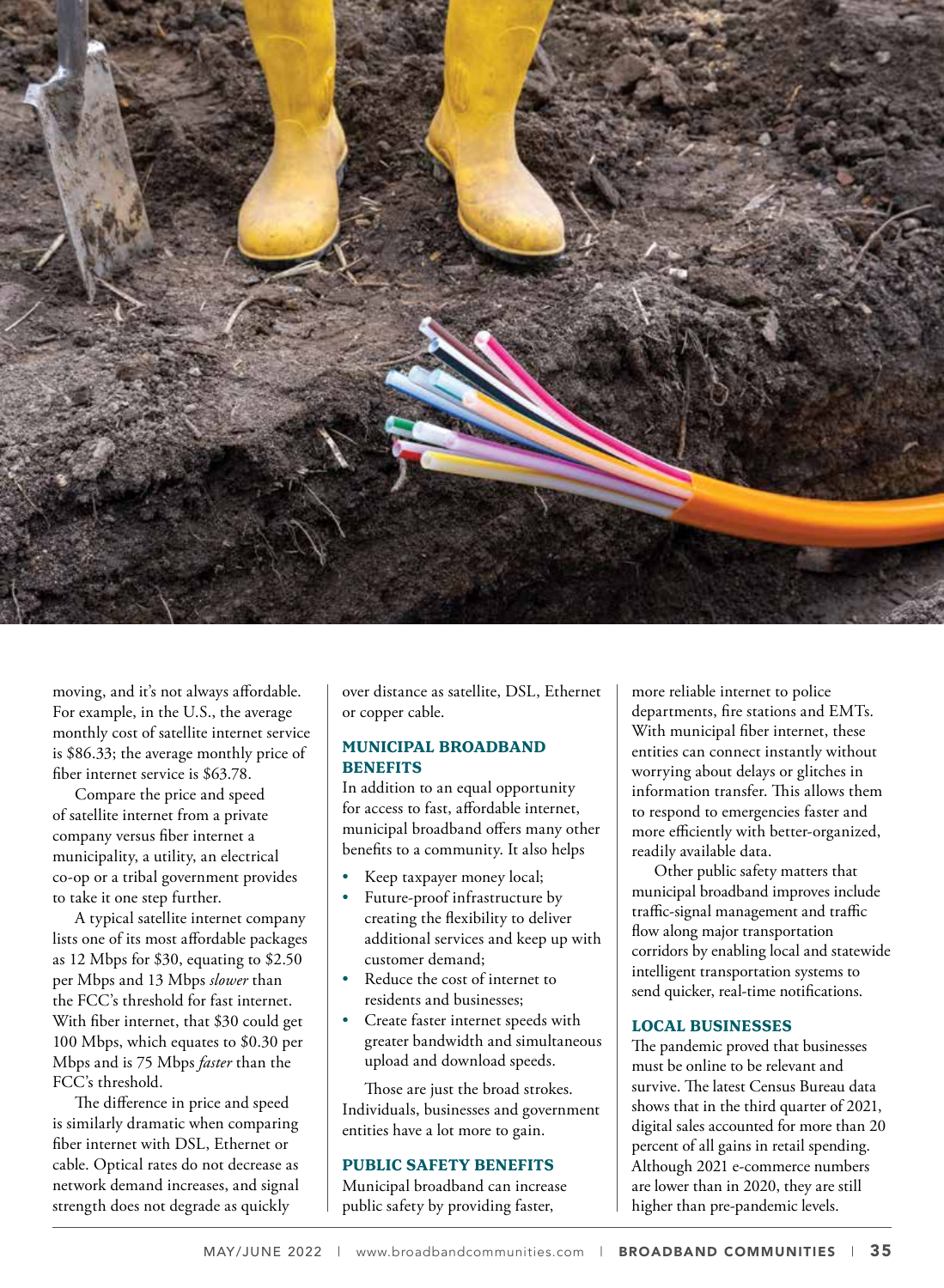moving, and it's not always affordable. For example, in the U.S., the average monthly cost of satellite internet service is $86.33; the average monthly price of fiber internet service is $63.78.

Compare the price and speed of satellite internet from a private company versus fiber internet a municipality, a utility, an electrical co-op or a tribal government provides to take it one step further.

A typical satellite internet company lists one of its most affordable packages as 12 Mbps for $30, equating to $2.50 per Mbps and 13 Mbps *slower* than the FCC's threshold for fast internet. With fiber internet, that $30 could get 100 Mbps, which equates to $0.30 per Mbps and is 75 Mbps *faster* than the FCC's threshold.

The difference in price and speed is similarly dramatic when comparing fiber internet with DSL, Ethernet or cable. Optical rates do not decrease as network demand increases, and signal strength does not degrade as quickly over distance as satellite, DSL, Ethernet or copper cable.

## MUNICIPAL BROADBAND BENEFITS

In addition to an equal opportunity for access to fast, affordable internet, municipal broadband offers many other benefits to a community. It also helps

- Keep taxpayer money local;
- Future-proof infrastructure by creating the flexibility to deliver additional services and keep up with customer demand;
- Reduce the cost of internet to residents and businesses;
- Create faster internet speeds with greater bandwidth and simultaneous upload and download speeds.

Those are just the broad strokes. Individuals, businesses and government entities have a lot more to gain.

## PUBLIC SAFETY BENEFITS

Municipal broadband can increase public safety by providing faster, more reliable internet to police departments, fire stations and EMTs. With municipal fiber internet, these entities can connect instantly without worrying about delays or glitches in information transfer. This allows them to respond to emergencies faster and more efficiently with better-organized, readily available data.

Other public safety matters that municipal broadband improves include traffic-signal management and traffic flow along major transportation corridors by enabling local and statewide intelligent transportation systems to send quicker, real-time notifications.

## LOCAL BUSINESSES

The pandemic proved that businesses must be online to be relevant and survive. The latest Census Bureau data shows that in the third quarter of 2021, digital sales accounted for more than 20 percent of all gains in retail spending. Although 2021 e-commerce numbers are lower than in 2020, they are still higher than pre-pandemic levels.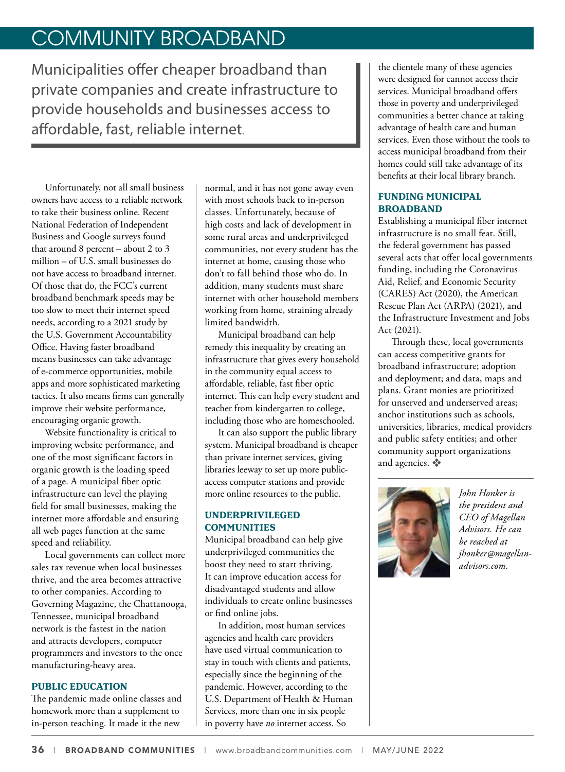# COMMUNITY BROADBAND

Municipalities offer cheaper broadband than private companies and create infrastructure to provide households and businesses access to affordable, fast, reliable internet.

Unfortunately, not all small business owners have access to a reliable network to take their business online. Recent National Federation of Independent Business and Google surveys found that around 8 percent – about 2 to 3 million – of U.S. small businesses do not have access to broadband internet. Of those that do, the FCC's current broadband benchmark speeds may be too slow to meet their internet speed needs, according to a 2021 study by the U.S. Government Accountability Office. Having faster broadband means businesses can take advantage of e-commerce opportunities, mobile apps and more sophisticated marketing tactics. It also means firms can generally improve their website performance, encouraging organic growth.

Website functionality is critical to improving website performance, and one of the most significant factors in organic growth is the loading speed of a page. A municipal fiber optic infrastructure can level the playing field for small businesses, making the internet more affordable and ensuring all web pages function at the same speed and reliability.

Local governments can collect more sales tax revenue when local businesses thrive, and the area becomes attractive to other companies. According to Governing Magazine, the Chattanooga, Tennessee, municipal broadband network is the fastest in the nation and attracts developers, computer programmers and investors to the once manufacturing-heavy area.

## PUBLIC EDUCATION

The pandemic made online classes and homework more than a supplement to in-person teaching. It made it the new normal, and it has not gone away even with most schools back to in-person classes. Unfortunately, because of high costs and lack of development in some rural areas and underprivileged communities, not every student has the internet at home, causing those who don't to fall behind those who do. In addition, many students must share internet with other household members working from home, straining already limited bandwidth.

Municipal broadband can help remedy this inequality by creating an infrastructure that gives every household in the community equal access to affordable, reliable, fast fiber optic internet. This can help every student and teacher from kindergarten to college, including those who are homeschooled.

It can also support the public library system. Municipal broadband is cheaper than private internet services, giving libraries leeway to set up more public-access computer stations and provide more online resources to the public.

## UNDERPRIVILEGED COMMUNITIES

Municipal broadband can help give underprivileged communities the boost they need to start thriving. It can improve education access for disadvantaged students and allow individuals to create online businesses or find online jobs.

In addition, most human services agencies and health care providers have used virtual communication to stay in touch with clients and patients, especially since the beginning of the pandemic. However, according to the U.S. Department of Health & Human Services, more than one in six people in poverty have *no* internet access. So the clientele many of these agencies were designed for cannot access their services. Municipal broadband offers those in poverty and underprivileged communities a better chance at taking advantage of health care and human services. Even those without the tools to access municipal broadband from their homes could still take advantage of its benefits at their local library branch.

## FUNDING MUNICIPAL BROADBAND

Establishing a municipal fiber internet infrastructure is no small feat. Still, the federal government has passed several acts that offer local governments funding, including the Coronavirus Aid, Relief, and Economic Security (CARES) Act (2020), the American Rescue Plan Act (ARPA) (2021), and the Infrastructure Investment and Jobs Act (2021).

Through these, local governments can access competitive grants for broadband infrastructure; adoption and deployment; and data, maps and plans. Grant monies are prioritized for unserved and underserved areas; anchor institutions such as schools, universities, libraries, medical providers and public safety entities; and other community support organizations and agencies. ❖

*John Honker is the president and CEO of Magellan Advisors. He can be reached at jhonker@magellan-advisors.com.*